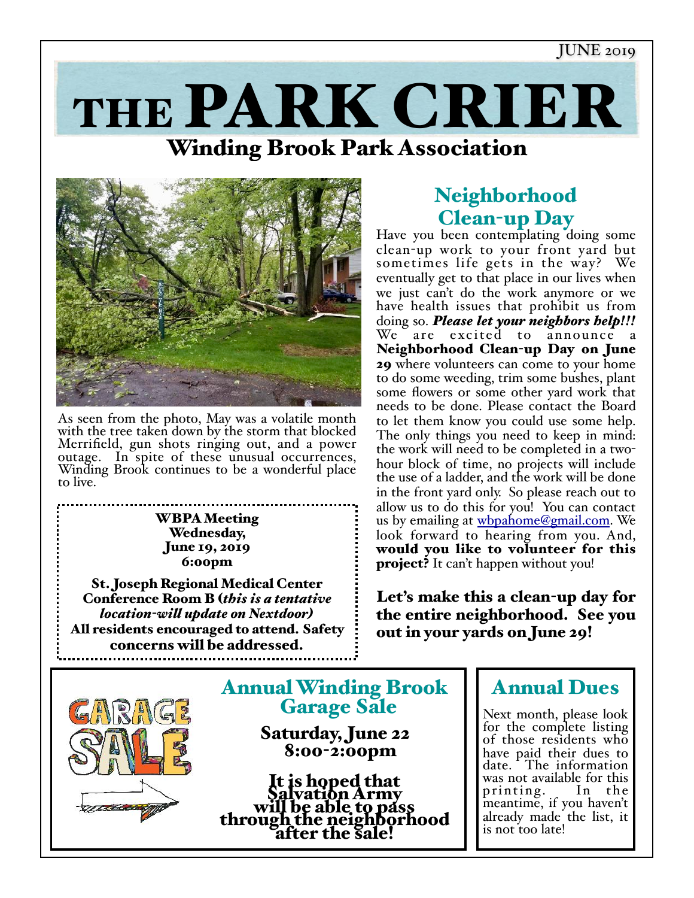JUNE 2019

# THE PARK CRIER

## Winding Brook Park Association

As seen from the photo, May was a volatile month with the tree taken down by the storm that blocked Merrifield, gun shots ringing out, and a power outage. In spite of these unusual occurrences, Winding Brook continues to be a wonderful place to live.

**WBPA Meeting**
**Wednesday,**
**June 19, 2019**
**6:00pm**

**St. Joseph Regional Medical Center Conference Room B (*this is a tentative location-will update on Nextdoor*)**
**All residents encouraged to attend. Safety concerns will be addressed.**

## Neighborhood Clean-up Day

Have you been contemplating doing some clean-up work to your front yard but sometimes life gets in the way? We eventually get to that place in our lives when we just can't do the work anymore or we have health issues that prohibit us from doing so. ***Please let your neighbors help!!!*** We are excited to announce a **Neighborhood Clean-up Day on June 29** where volunteers can come to your home to do some weeding, trim some bushes, plant some flowers or some other yard work that needs to be done. Please contact the Board to let them know you could use some help. The only things you need to keep in mind: the work will need to be completed in a two-hour block of time, no projects will include the use of a ladder, and the work will be done in the front yard only. So please reach out to allow us to do this for you! You can contact us by emailing at wbpahome@gmail.com. We look forward to hearing from you. And, **would you like to volunteer for this project?** It can't happen without you!

**Let's make this a clean-up day for the entire neighborhood. See you out in your yards on June 29!**

## Annual Winding Brook Garage Sale

**Saturday, June 22**
**8:00-2:00pm**

**It is hoped that Salvation Army will be able to pass through the neighborhood after the sale!**

## Annual Dues

Next month, please look for the complete listing of those residents who have paid their dues to date. The information was not available for this printing. In the meantime, if you haven't already made the list, it is not too late!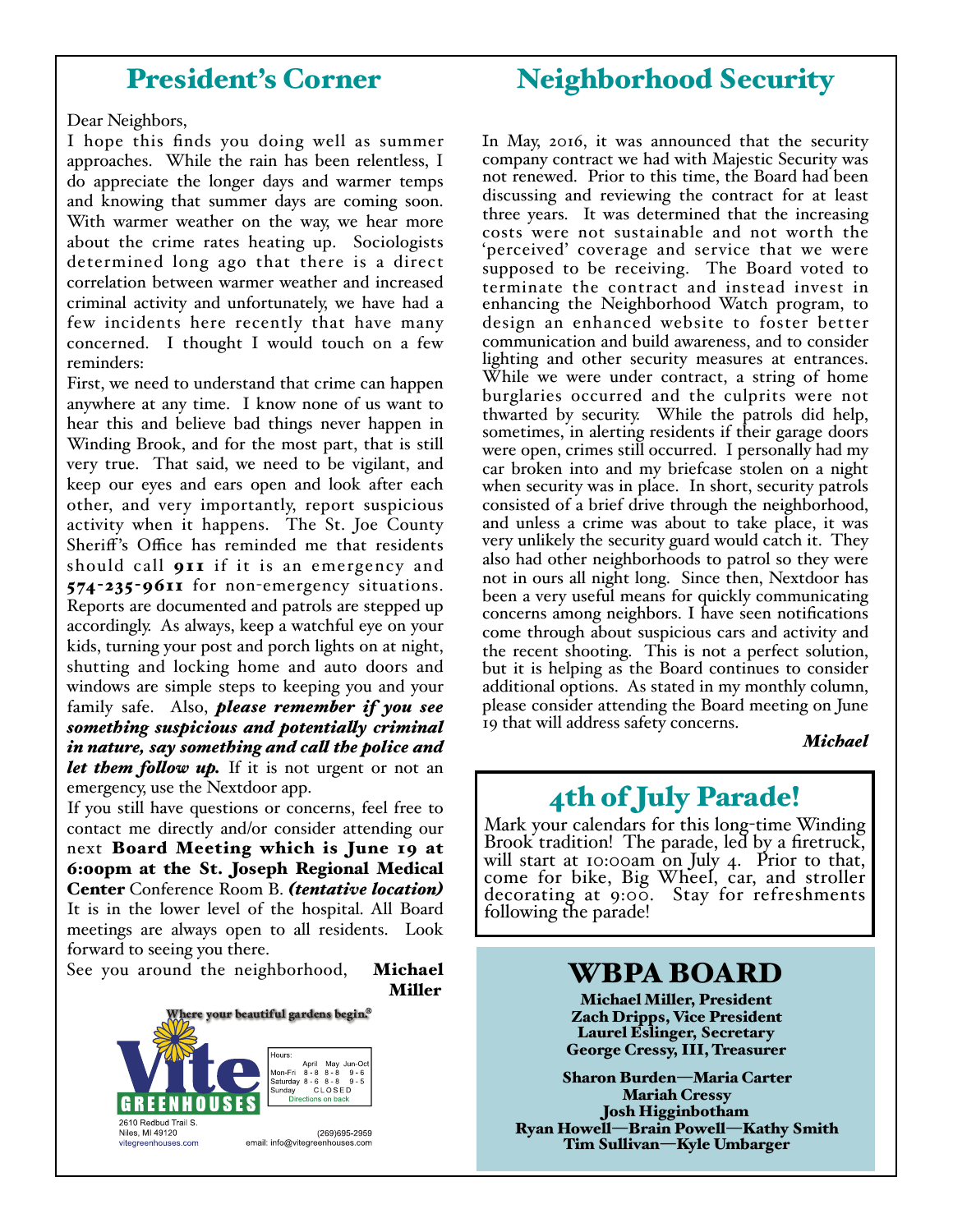## President's Corner

Dear Neighbors,

I hope this finds you doing well as summer approaches. While the rain has been relentless, I do appreciate the longer days and warmer temps and knowing that summer days are coming soon. With warmer weather on the way, we hear more about the crime rates heating up. Sociologists determined long ago that there is a direct correlation between warmer weather and increased criminal activity and unfortunately, we have had a few incidents here recently that have many concerned. I thought I would touch on a few reminders:

First, we need to understand that crime can happen anywhere at any time. I know none of us want to hear this and believe bad things never happen in Winding Brook, and for the most part, that is still very true. That said, we need to be vigilant, and keep our eyes and ears open and look after each other, and very importantly, report suspicious activity when it happens. The St. Joe County Sheriff's Office has reminded me that residents should call **911** if it is an emergency and **574-235-9611** for non-emergency situations. Reports are documented and patrols are stepped up accordingly. As always, keep a watchful eye on your kids, turning your post and porch lights on at night, shutting and locking home and auto doors and windows are simple steps to keeping you and your family safe. Also, ***please remember if you see something suspicious and potentially criminal in nature, say something and call the police and let them follow up.*** If it is not urgent or not an emergency, use the Nextdoor app.

If you still have questions or concerns, feel free to contact me directly and/or consider attending our next **Board Meeting which is June 19 at 6:00pm at the St. Joseph Regional Medical Center** Conference Room B. ***(tentative location)*** It is in the lower level of the hospital. All Board meetings are always open to all residents. Look forward to seeing you there.

See you around the neighborhood, **Michael Miller**

Where your beautiful gardens begin.®

Vite GREENHOUSES

| Hours: | April | May | Jun-Oct |
|---|---|---|---|
| Mon-Fri | 8 - 8 | 8 - 8 | 9 - 6 |
| Saturday | 8 - 6 | 8 - 8 | 9 - 5 |
| Sunday | CLOSED | | |

Directions on back

2610 Redbud Trail S.
Niles, MI 49120
vitegreenhouses.com
(269)695-2959
email: info@vitegreenhouses.com

## Neighborhood Security

In May, 2016, it was announced that the security company contract we had with Majestic Security was not renewed. Prior to this time, the Board had been discussing and reviewing the contract for at least three years. It was determined that the increasing costs were not sustainable and not worth the 'perceived' coverage and service that we were supposed to be receiving. The Board voted to terminate the contract and instead invest in enhancing the Neighborhood Watch program, to design an enhanced website to foster better communication and build awareness, and to consider lighting and other security measures at entrances. While we were under contract, a string of home burglaries occurred and the culprits were not thwarted by security. While the patrols did help, sometimes, in alerting residents if their garage doors were open, crimes still occurred. I personally had my car broken into and my briefcase stolen on a night when security was in place. In short, security patrols consisted of a brief drive through the neighborhood, and unless a crime was about to take place, it was very unlikely the security guard would catch it. They also had other neighborhoods to patrol so they were not in ours all night long. Since then, Nextdoor has been a very useful means for quickly communicating concerns among neighbors. I have seen notifications come through about suspicious cars and activity and the recent shooting. This is not a perfect solution, but it is helping as the Board continues to consider additional options. As stated in my monthly column, please consider attending the Board meeting on June 19 that will address safety concerns.

***Michael***

## 4th of July Parade!

Mark your calendars for this long-time Winding Brook tradition! The parade, led by a firetruck, will start at 10:00am on July 4. Prior to that, come for bike, Big Wheel, car, and stroller decorating at 9:00. Stay for refreshments following the parade!

## WBPA BOARD

**Michael Miller, President**
**Zach Dripps, Vice President**
**Laurel Eslinger, Secretary**
**George Cressy, III, Treasurer**

**Sharon Burden—Maria Carter**
**Mariah Cressy**
**Josh Higginbotham**
**Ryan Howell—Brain Powell—Kathy Smith**
**Tim Sullivan—Kyle Umbarger**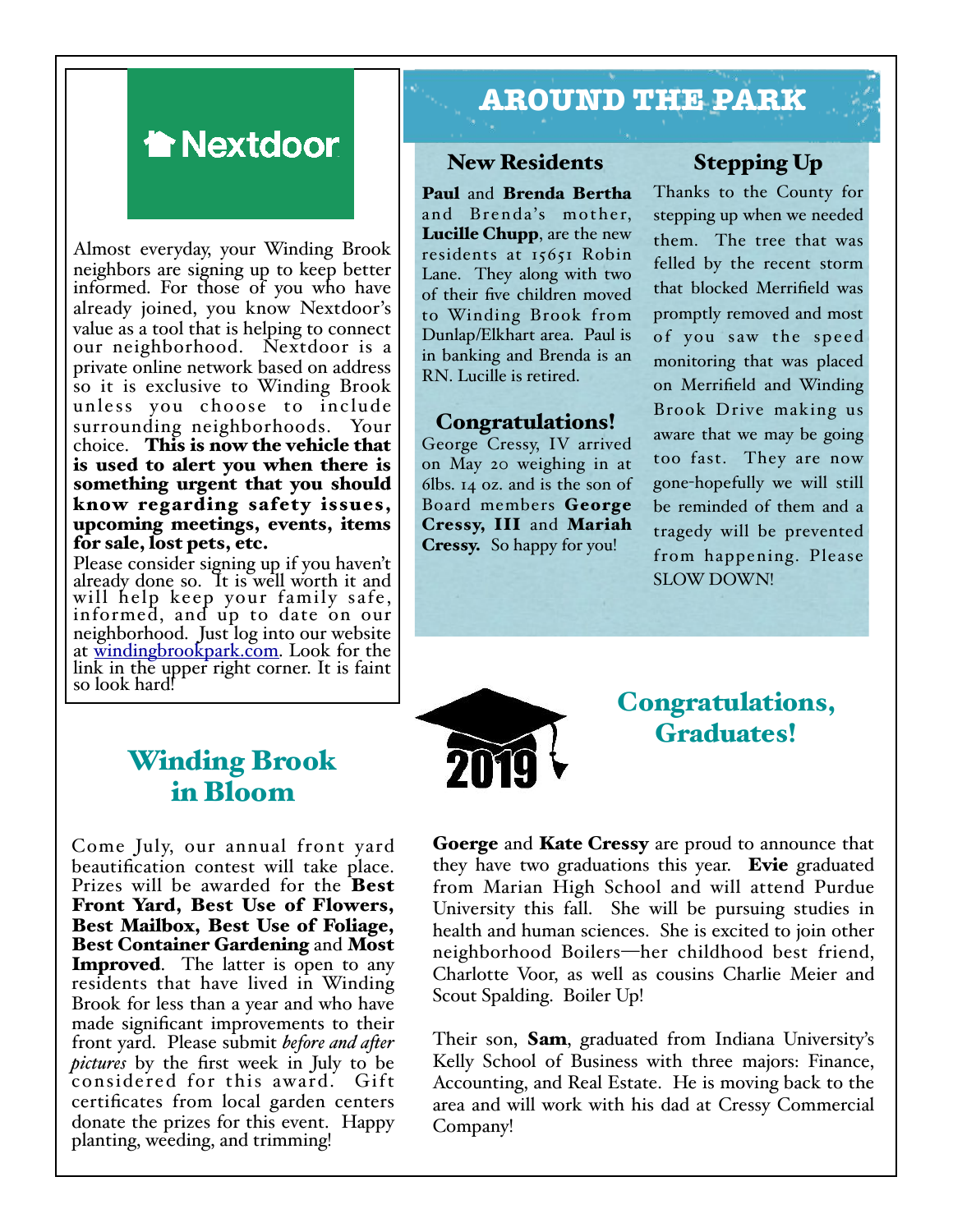Nextdoor

Almost everyday, your Winding Brook neighbors are signing up to keep better informed. For those of you who have already joined, you know Nextdoor's value as a tool that is helping to connect our neighborhood. Nextdoor is a private online network based on address so it is exclusive to Winding Brook unless you choose to include surrounding neighborhoods. Your choice. **This is now the vehicle that is used to alert you when there is something urgent that you should know regarding safety issues, upcoming meetings, events, items for sale, lost pets, etc.**

Please consider signing up if you haven't already done so. It is well worth it and will help keep your family safe, informed, and up to date on our neighborhood. Just log into our website at windingbrookpark.com. Look for the link in the upper right corner. It is faint so look hard!

# AROUND THE PARK

## New Residents

**Paul** and **Brenda Bertha** and Brenda's mother, **Lucille Chupp**, are the new residents at 15651 Robin Lane. They along with two of their five children moved to Winding Brook from Dunlap/Elkhart area. Paul is in banking and Brenda is an RN. Lucille is retired.

## Congratulations!

George Cressy, IV arrived on May 20 weighing in at 6lbs. 14 oz. and is the son of Board members **George Cressy, III** and **Mariah Cressy.** So happy for you!

## Stepping Up

Thanks to the County for stepping up when we needed them. The tree that was felled by the recent storm that blocked Merrifield was promptly removed and most of you saw the speed monitoring that was placed on Merrifield and Winding Brook Drive making us aware that we may be going too fast. They are now gone-hopefully we will still be reminded of them and a tragedy will be prevented from happening. Please SLOW DOWN!

## Winding Brook in Bloom

Come July, our annual front yard beautification contest will take place. Prizes will be awarded for the **Best Front Yard, Best Use of Flowers, Best Mailbox, Best Use of Foliage, Best Container Gardening** and **Most Improved**. The latter is open to any residents that have lived in Winding Brook for less than a year and who have made significant improvements to their front yard. Please submit *before and after pictures* by the first week in July to be considered for this award. Gift certificates from local garden centers donate the prizes for this event. Happy planting, weeding, and trimming!

## Congratulations, Graduates!

2019

**Goerge** and **Kate Cressy** are proud to announce that they have two graduations this year. **Evie** graduated from Marian High School and will attend Purdue University this fall. She will be pursuing studies in health and human sciences. She is excited to join other neighborhood Boilers—her childhood best friend, Charlotte Voor, as well as cousins Charlie Meier and Scout Spalding. Boiler Up!

Their son, **Sam**, graduated from Indiana University's Kelly School of Business with three majors: Finance, Accounting, and Real Estate. He is moving back to the area and will work with his dad at Cressy Commercial Company!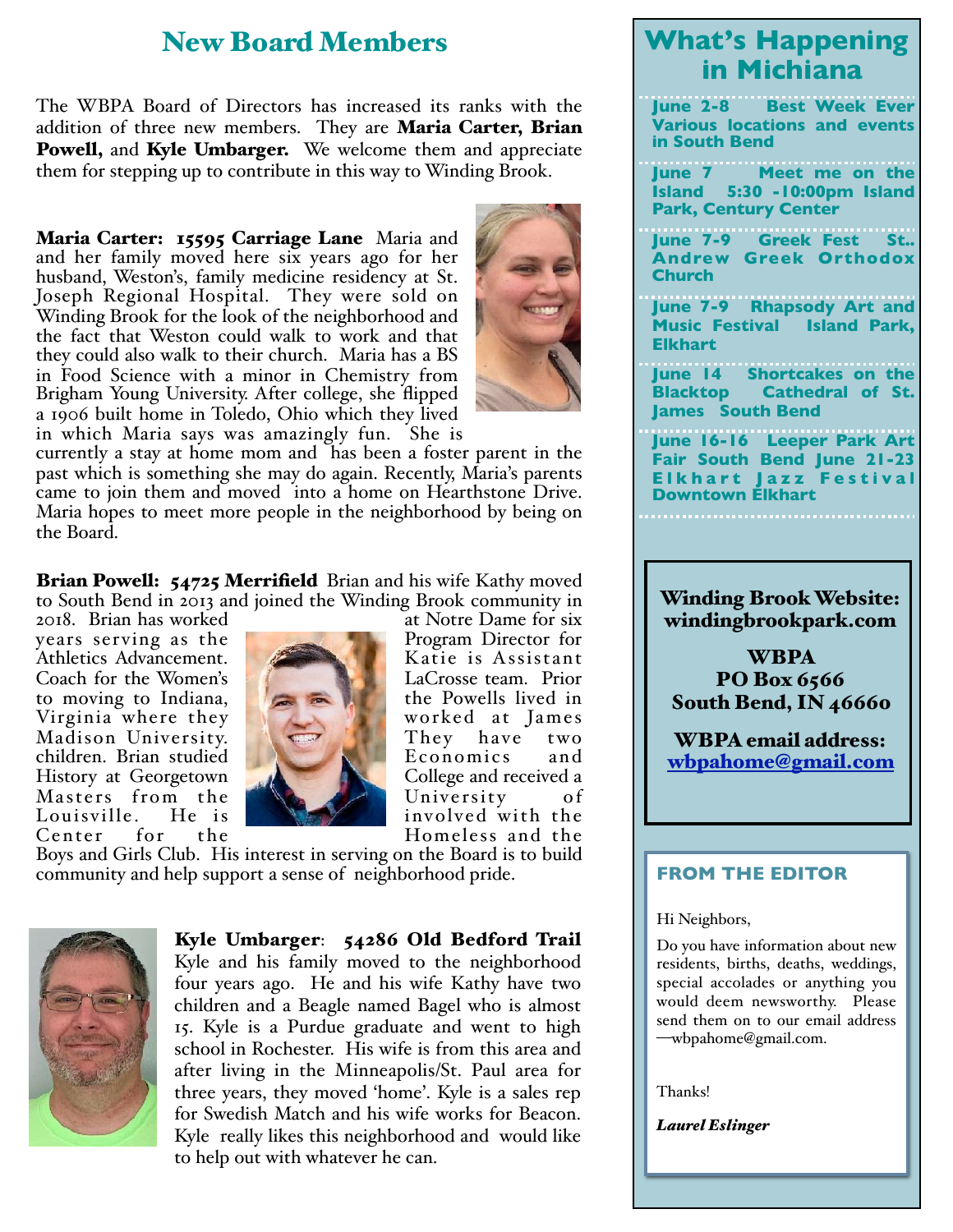# New Board Members

The WBPA Board of Directors has increased its ranks with the addition of three new members. They are **Maria Carter, Brian Powell,** and **Kyle Umbarger.** We welcome them and appreciate them for stepping up to contribute in this way to Winding Brook.

**Maria Carter: 15595 Carriage Lane** Maria and and her family moved here six years ago for her husband, Weston's, family medicine residency at St. Joseph Regional Hospital. They were sold on Winding Brook for the look of the neighborhood and the fact that Weston could walk to work and that they could also walk to their church. Maria has a BS in Food Science with a minor in Chemistry from Brigham Young University. After college, she flipped a 1906 built home in Toledo, Ohio which they lived in which Maria says was amazingly fun. She is currently a stay at home mom and has been a foster parent in the past which is something she may do again. Recently, Maria's parents came to join them and moved into a home on Hearthstone Drive. Maria hopes to meet more people in the neighborhood by being on the Board.

**Brian Powell: 54725 Merrifield** Brian and his wife Kathy moved to South Bend in 2013 and joined the Winding Brook community in 2018. Brian has worked at Notre Dame for six years serving as the Program Director for Athletics Advancement. Katie is Assistant Coach for the Women's LaCrosse team. Prior to moving to Indiana, the Powells lived in Virginia where they worked at James Madison University. They have two children. Brian studied Economics and History at Georgetown College and received a Masters from the University of Louisville. He is involved with the Center for the Homeless and the Boys and Girls Club. His interest in serving on the Board is to build community and help support a sense of neighborhood pride.

**Kyle Umbarger: 54286 Old Bedford Trail** Kyle and his family moved to the neighborhood four years ago. He and his wife Kathy have two children and a Beagle named Bagel who is almost 15. Kyle is a Purdue graduate and went to high school in Rochester. His wife is from this area and after living in the Minneapolis/St. Paul area for three years, they moved 'home'. Kyle is a sales rep for Swedish Match and his wife works for Beacon. Kyle really likes this neighborhood and would like to help out with whatever he can.

## What's Happening in Michiana

**June 2-8 Best Week Ever Various locations and events in South Bend**

**June 7 Meet me on the Island 5:30 -10:00pm Island Park, Century Center**

**June 7-9 Greek Fest St.. Andrew Greek Orthodox Church**

**June 7-9 Rhapsody Art and Music Festival Island Park, Elkhart**

**June 14 Shortcakes on the Blacktop Cathedral of St. James South Bend**

**June 16-16 Leeper Park Art Fair South Bend June 21-23 Elkhart Jazz Festival Downtown Elkhart**

Winding Brook Website: windingbrookpark.com

WBPA
PO Box 6566
South Bend, IN 46660

WBPA email address: wbpahome@gmail.com

## FROM THE EDITOR

Hi Neighbors,

Do you have information about new residents, births, deaths, weddings, special accolades or anything you would deem newsworthy. Please send them on to our email address —wbpahome@gmail.com.

Thanks!

***Laurel Eslinger***